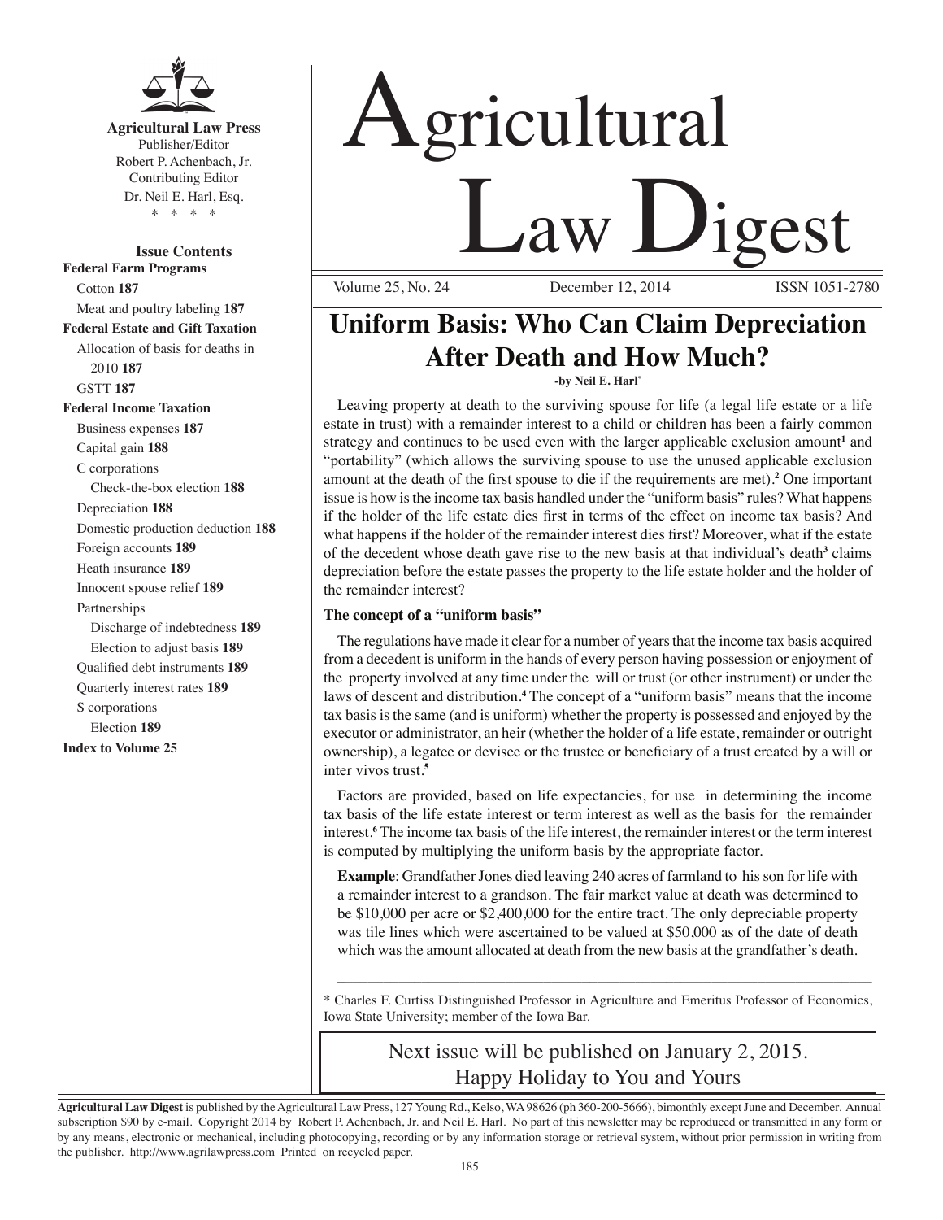**Agricultural Law Press**
Publisher/Editor
Robert P. Achenbach, Jr.
Contributing Editor
Dr. Neil E. Harl, Esq.
\* \* \* \*

**Issue Contents**

**Federal Farm Programs**
- Cotton **187**
- Meat and poultry labeling **187**

**Federal Estate and Gift Taxation**
- Allocation of basis for deaths in 2010 **187**
- GSTT **187**

**Federal Income Taxation**
- Business expenses **187**
- Capital gain **188**
- C corporations
  - Check-the-box election **188**
- Depreciation **188**
- Domestic production deduction **188**
- Foreign accounts **189**
- Heath insurance **189**
- Innocent spouse relief **189**
- Partnerships
  - Discharge of indebtedness **189**
  - Election to adjust basis **189**
- Qualified debt instruments **189**
- Quarterly interest rates **189**
- S corporations
  - Election **189**

**Index to Volume 25**

# Agricultural Law Digest

Volume 25, No. 24 December 12, 2014 ISSN 1051-2780

## Uniform Basis: Who Can Claim Depreciation After Death and How Much?

**-by Neil E. Harl\***

Leaving property at death to the surviving spouse for life (a legal life estate or a life estate in trust) with a remainder interest to a child or children has been a fairly common strategy and continues to be used even with the larger applicable exclusion amount[1] and "portability" (which allows the surviving spouse to use the unused applicable exclusion amount at the death of the first spouse to die if the requirements are met).[2] One important issue is how is the income tax basis handled under the "uniform basis" rules? What happens if the holder of the life estate dies first in terms of the effect on income tax basis? And what happens if the holder of the remainder interest dies first? Moreover, what if the estate of the decedent whose death gave rise to the new basis at that individual's death[3] claims depreciation before the estate passes the property to the life estate holder and the holder of the remainder interest?

### The concept of a "uniform basis"

The regulations have made it clear for a number of years that the income tax basis acquired from a decedent is uniform in the hands of every person having possession or enjoyment of the property involved at any time under the will or trust (or other instrument) or under the laws of descent and distribution.[4] The concept of a "uniform basis" means that the income tax basis is the same (and is uniform) whether the property is possessed and enjoyed by the executor or administrator, an heir (whether the holder of a life estate, remainder or outright ownership), a legatee or devisee or the trustee or beneficiary of a trust created by a will or inter vivos trust.[5]

Factors are provided, based on life expectancies, for use in determining the income tax basis of the life estate interest or term interest as well as the basis for the remainder interest.[6] The income tax basis of the life interest, the remainder interest or the term interest is computed by multiplying the uniform basis by the appropriate factor.

**Example**: Grandfather Jones died leaving 240 acres of farmland to his son for life with a remainder interest to a grandson. The fair market value at death was determined to be $10,000 per acre or $2,400,000 for the entire tract. The only depreciable property was tile lines which were ascertained to be valued at $50,000 as of the date of death which was the amount allocated at death from the new basis at the grandfather's death.

---

\* Charles F. Curtiss Distinguished Professor in Agriculture and Emeritus Professor of Economics, Iowa State University; member of the Iowa Bar.

Next issue will be published on January 2, 2015.
Happy Holiday to You and Yours

**Agricultural Law Digest** is published by the Agricultural Law Press, 127 Young Rd., Kelso, WA 98626 (ph 360-200-5666), bimonthly except June and December. Annual subscription $90 by e-mail. Copyright 2014 by Robert P. Achenbach, Jr. and Neil E. Harl. No part of this newsletter may be reproduced or transmitted in any form or by any means, electronic or mechanical, including photocopying, recording or by any information storage or retrieval system, without prior permission in writing from the publisher. http://www.agrilawpress.com Printed on recycled paper.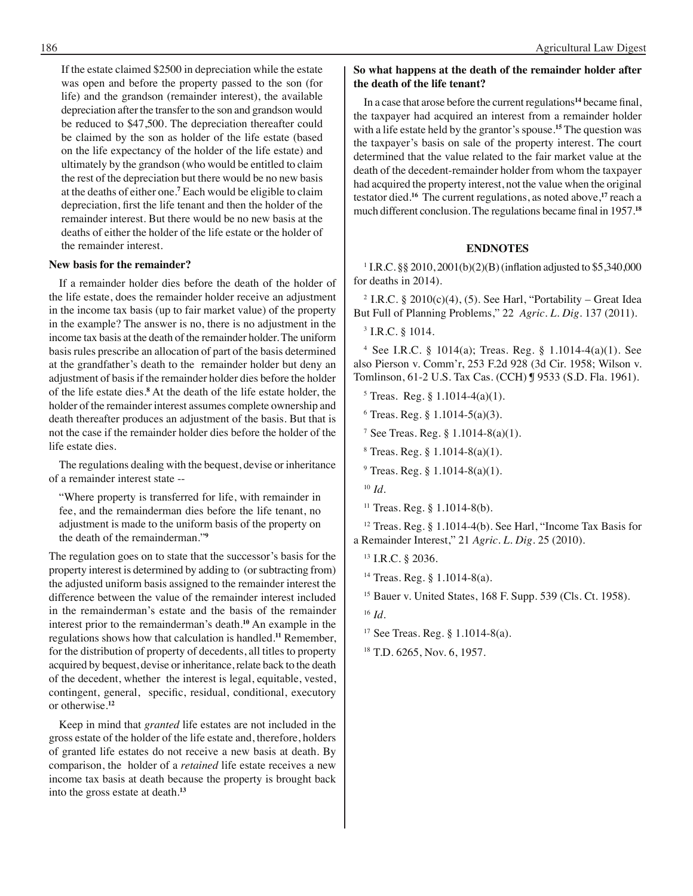If the estate claimed $2500 in depreciation while the estate was open and before the property passed to the son (for life) and the grandson (remainder interest), the available depreciation after the transfer to the son and grandson would be reduced to $47,500. The depreciation thereafter could be claimed by the son as holder of the life estate (based on the life expectancy of the holder of the life estate) and ultimately by the grandson (who would be entitled to claim the rest of the depreciation but there would be no new basis at the deaths of either one.[7] Each would be eligible to claim depreciation, first the life tenant and then the holder of the remainder interest. But there would be no new basis at the deaths of either the holder of the life estate or the holder of the remainder interest.

**New basis for the remainder?**

If a remainder holder dies before the death of the holder of the life estate, does the remainder holder receive an adjustment in the income tax basis (up to fair market value) of the property in the example? The answer is no, there is no adjustment in the income tax basis at the death of the remainder holder. The uniform basis rules prescribe an allocation of part of the basis determined at the grandfather's death to the remainder holder but deny an adjustment of basis if the remainder holder dies before the holder of the life estate dies.[8] At the death of the life estate holder, the holder of the remainder interest assumes complete ownership and death thereafter produces an adjustment of the basis. But that is not the case if the remainder holder dies before the holder of the life estate dies.

The regulations dealing with the bequest, devise or inheritance of a remainder interest state --

> "Where property is transferred for life, with remainder in fee, and the remainderman dies before the life tenant, no adjustment is made to the uniform basis of the property on the death of the remainderman."[9]

The regulation goes on to state that the successor's basis for the property interest is determined by adding to (or subtracting from) the adjusted uniform basis assigned to the remainder interest the difference between the value of the remainder interest included in the remainderman's estate and the basis of the remainder interest prior to the remainderman's death.[10] An example in the regulations shows how that calculation is handled.[11] Remember, for the distribution of property of decedents, all titles to property acquired by bequest, devise or inheritance, relate back to the death of the decedent, whether the interest is legal, equitable, vested, contingent, general, specific, residual, conditional, executory or otherwise.[12]

Keep in mind that *granted* life estates are not included in the gross estate of the holder of the life estate and, therefore, holders of granted life estates do not receive a new basis at death. By comparison, the holder of a *retained* life estate receives a new income tax basis at death because the property is brought back into the gross estate at death.[13]

**So what happens at the death of the remainder holder after the death of the life tenant?**

In a case that arose before the current regulations[14] became final, the taxpayer had acquired an interest from a remainder holder with a life estate held by the grantor's spouse.[15] The question was the taxpayer's basis on sale of the property interest. The court determined that the value related to the fair market value at the death of the decedent-remainder holder from whom the taxpayer had acquired the property interest, not the value when the original testator died.[16] The current regulations, as noted above,[17] reach a much different conclusion. The regulations became final in 1957.[18]

## ENDNOTES

[1] I.R.C. §§ 2010, 2001(b)(2)(B) (inflation adjusted to $5,340,000 for deaths in 2014).

[2] I.R.C. § 2010(c)(4), (5). See Harl, "Portability – Great Idea But Full of Planning Problems," 22 *Agric. L. Dig.* 137 (2011).

[3] I.R.C. § 1014.

[4] See I.R.C. § 1014(a); Treas. Reg. § 1.1014-4(a)(1). See also Pierson v. Comm'r, 253 F.2d 928 (3d Cir. 1958); Wilson v. Tomlinson, 61-2 U.S. Tax Cas. (CCH) ¶ 9533 (S.D. Fla. 1961).

[5] Treas. Reg. § 1.1014-4(a)(1).

[6] Treas. Reg. § 1.1014-5(a)(3).

[7] See Treas. Reg. § 1.1014-8(a)(1).

[8] Treas. Reg. § 1.1014-8(a)(1).

[9] Treas. Reg. § 1.1014-8(a)(1).

[10] *Id.*

[11] Treas. Reg. § 1.1014-8(b).

[12] Treas. Reg. § 1.1014-4(b). See Harl, "Income Tax Basis for a Remainder Interest," 21 *Agric. L. Dig.* 25 (2010).

[13] I.R.C. § 2036.

[14] Treas. Reg. § 1.1014-8(a).

[15] Bauer v. United States, 168 F. Supp. 539 (Cls. Ct. 1958).

[16] *Id.*

[17] See Treas. Reg. § 1.1014-8(a).

[18] T.D. 6265, Nov. 6, 1957.